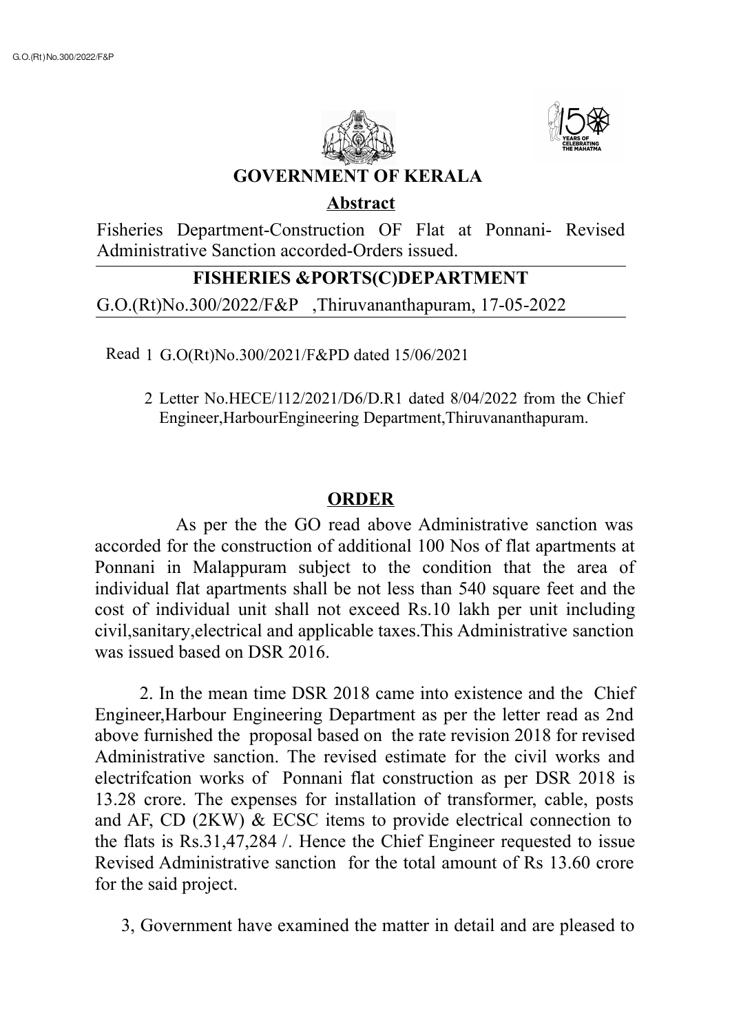# GOVERNMENT OF KERALA

## Abstract

Fisheries Department-Construction OF Flat at Ponnani- Revised Administrative Sanction accorded-Orders issued.

## FISHERIES &PORTS(C)DEPARTMENT

G.O.(Rt)No.300/2022/F&P ,Thiruvananthapuram, 17-05-2022

Read 1 G.O(Rt)No.300/2021/F&PD dated 15/06/2021

2 Letter No.HECE/112/2021/D6/D.R1 dated 8/04/2022 from the Chief Engineer,HarbourEngineering Department,Thiruvananthapuram.

## ORDER

As per the the GO read above Administrative sanction was accorded for the construction of additional 100 Nos of flat apartments at Ponnani in Malappuram subject to the condition that the area of individual flat apartments shall be not less than 540 square feet and the cost of individual unit shall not exceed Rs.10 lakh per unit including civil,sanitary,electrical and applicable taxes.This Administrative sanction was issued based on DSR 2016.

2. In the mean time DSR 2018 came into existence and the Chief Engineer,Harbour Engineering Department as per the letter read as 2nd above furnished the proposal based on the rate revision 2018 for revised Administrative sanction. The revised estimate for the civil works and electrifcation works of Ponnani flat construction as per DSR 2018 is 13.28 crore. The expenses for installation of transformer, cable, posts and AF, CD (2KW) & ECSC items to provide electrical connection to the flats is Rs.31,47,284 /. Hence the Chief Engineer requested to issue Revised Administrative sanction for the total amount of Rs 13.60 crore for the said project.

3, Government have examined the matter in detail and are pleased to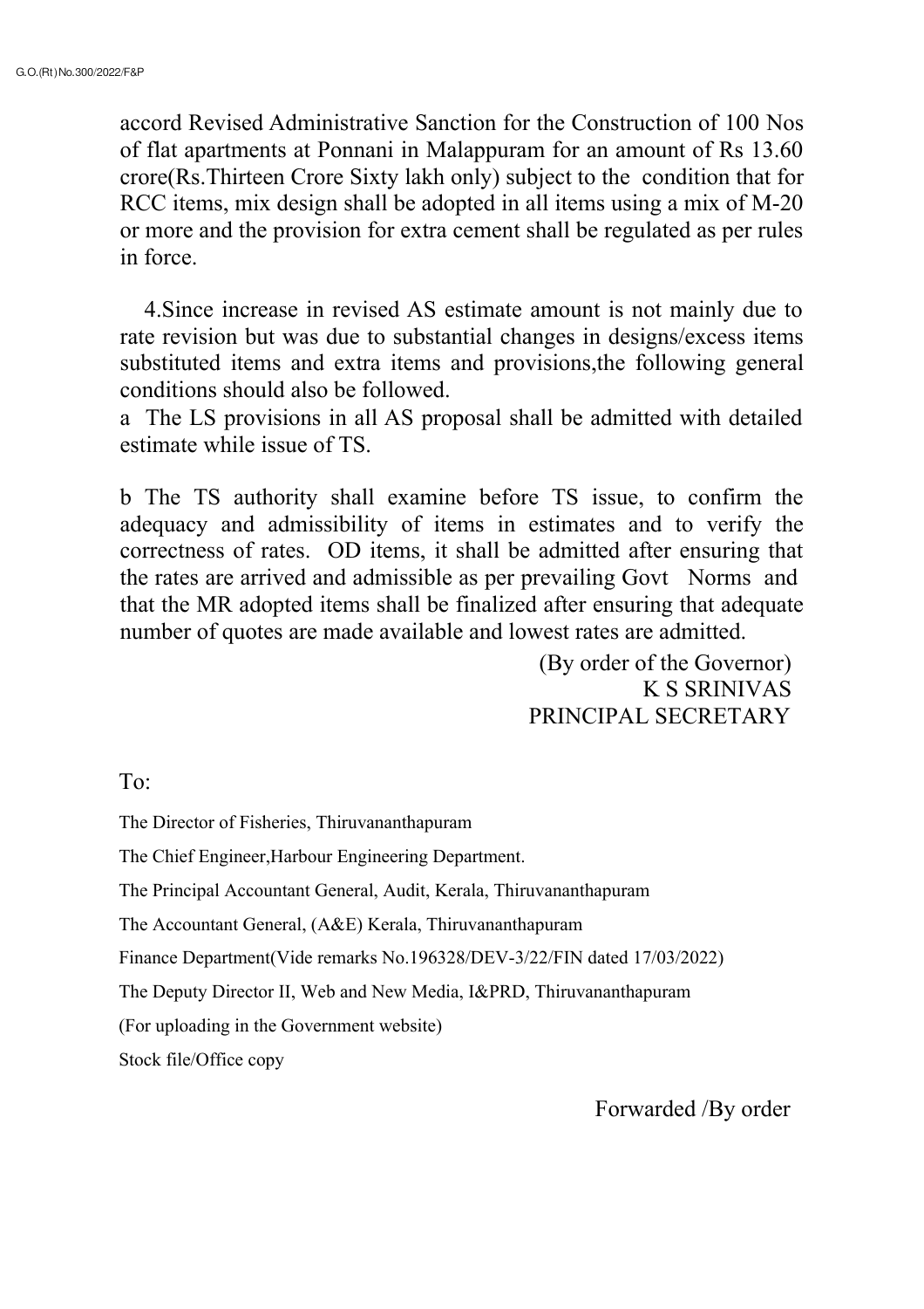accord Revised Administrative Sanction for the Construction of 100 Nos of flat apartments at Ponnani in Malappuram for an amount of Rs 13.60 crore(Rs.Thirteen Crore Sixty lakh only) subject to the condition that for RCC items, mix design shall be adopted in all items using a mix of M-20 or more and the provision for extra cement shall be regulated as per rules in force.

4.Since increase in revised AS estimate amount is not mainly due to rate revision but was due to substantial changes in designs/excess items substituted items and extra items and provisions,the following general conditions should also be followed.

a The LS provisions in all AS proposal shall be admitted with detailed estimate while issue of TS.

b The TS authority shall examine before TS issue, to confirm the adequacy and admissibility of items in estimates and to verify the correctness of rates. OD items, it shall be admitted after ensuring that the rates are arrived and admissible as per prevailing Govt Norms and that the MR adopted items shall be finalized after ensuring that adequate number of quotes are made available and lowest rates are admitted.

(By order of the Governor)
K S SRINIVAS
PRINCIPAL SECRETARY

To:

The Director of Fisheries, Thiruvananthapuram

The Chief Engineer,Harbour Engineering Department.

The Principal Accountant General, Audit, Kerala, Thiruvananthapuram

The Accountant General, (A&E) Kerala, Thiruvananthapuram

Finance Department(Vide remarks No.196328/DEV-3/22/FIN dated 17/03/2022)

The Deputy Director II, Web and New Media, I&PRD, Thiruvananthapuram

(For uploading in the Government website)

Stock file/Office copy

Forwarded /By order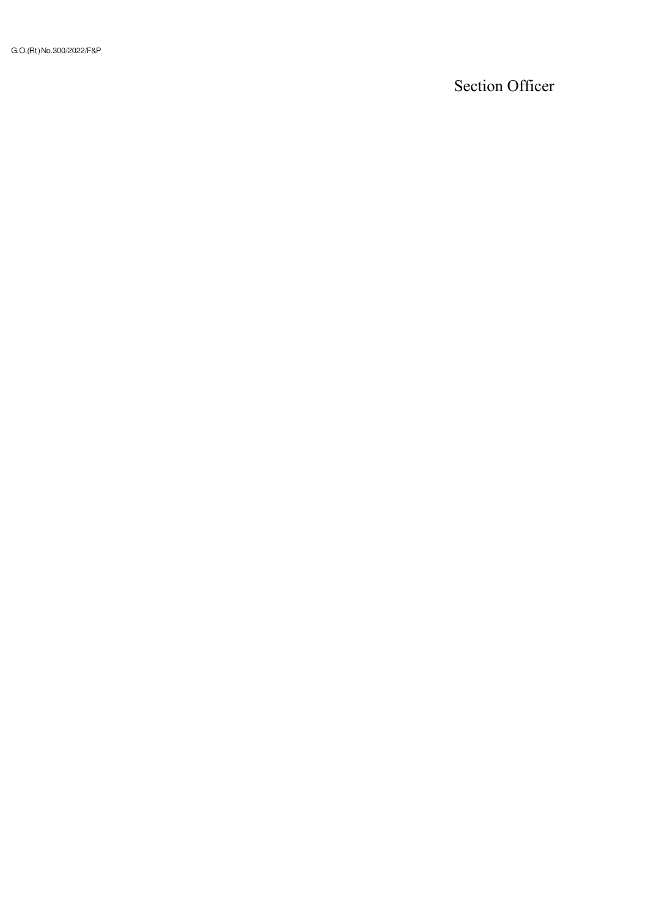Section Officer